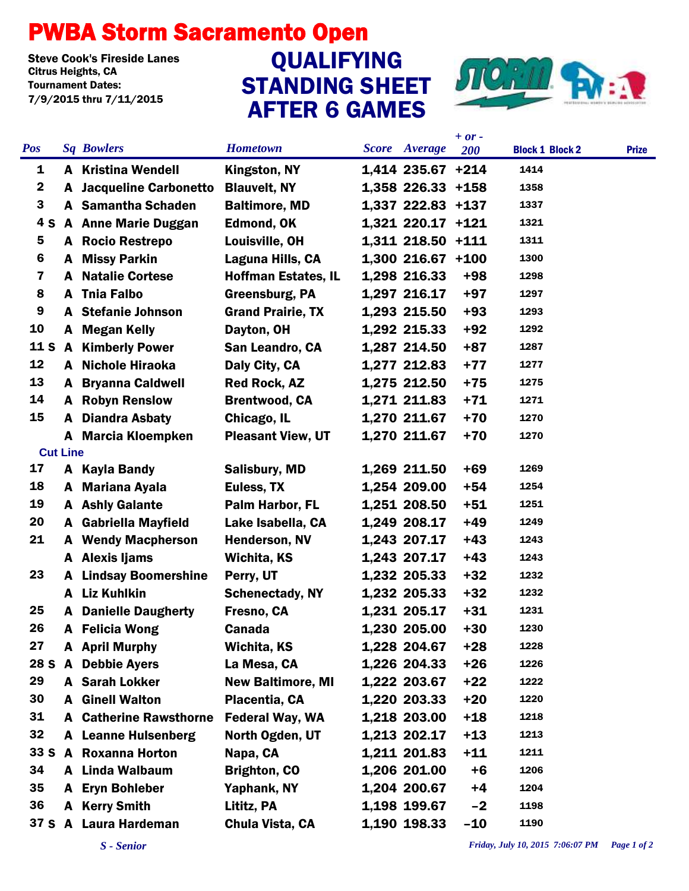# PWBA Storm Sacramento Open

**Steve Cook's Fireside Lanes**
**Citrus Heights, CA**
**Tournament Dates:**
**7/9/2015 thru 7/11/2015**

## QUALIFYING STANDING SHEET AFTER 6 GAMES

| Pos | Sq | Bowlers | Hometown | Score | Average | + or - 200 | Block 1 | Block 2 | Prize |
|---|---|---|---|---|---|---|---|---|---|
| 1 | A | Kristina Wendell | Kingston, NY | 1,414 | 235.67 | +214 | 1414 | | |
| 2 | A | Jacqueline Carbonetto | Blauvelt, NY | 1,358 | 226.33 | +158 | 1358 | | |
| 3 | A | Samantha Schaden | Baltimore, MD | 1,337 | 222.83 | +137 | 1337 | | |
| 4 S | A | Anne Marie Duggan | Edmond, OK | 1,321 | 220.17 | +121 | 1321 | | |
| 5 | A | Rocio Restrepo | Louisville, OH | 1,311 | 218.50 | +111 | 1311 | | |
| 6 | A | Missy Parkin | Laguna Hills, CA | 1,300 | 216.67 | +100 | 1300 | | |
| 7 | A | Natalie Cortese | Hoffman Estates, IL | 1,298 | 216.33 | +98 | 1298 | | |
| 8 | A | Tnia Falbo | Greensburg, PA | 1,297 | 216.17 | +97 | 1297 | | |
| 9 | A | Stefanie Johnson | Grand Prairie, TX | 1,293 | 215.50 | +93 | 1293 | | |
| 10 | A | Megan Kelly | Dayton, OH | 1,292 | 215.33 | +92 | 1292 | | |
| 11 S | A | Kimberly Power | San Leandro, CA | 1,287 | 214.50 | +87 | 1287 | | |
| 12 | A | Nichole Hiraoka | Daly City, CA | 1,277 | 212.83 | +77 | 1277 | | |
| 13 | A | Bryanna Caldwell | Red Rock, AZ | 1,275 | 212.50 | +75 | 1275 | | |
| 14 | A | Robyn Renslow | Brentwood, CA | 1,271 | 211.83 | +71 | 1271 | | |
| 15 | A | Diandra Asbaty | Chicago, IL | 1,270 | 211.67 | +70 | 1270 | | |
| | A | Marcia Kloempken | Pleasant View, UT | 1,270 | 211.67 | +70 | 1270 | | |
| **Cut Line** | | | | | | | | | |
| 17 | A | Kayla Bandy | Salisbury, MD | 1,269 | 211.50 | +69 | 1269 | | |
| 18 | A | Mariana Ayala | Euless, TX | 1,254 | 209.00 | +54 | 1254 | | |
| 19 | A | Ashly Galante | Palm Harbor, FL | 1,251 | 208.50 | +51 | 1251 | | |
| 20 | A | Gabriella Mayfield | Lake Isabella, CA | 1,249 | 208.17 | +49 | 1249 | | |
| 21 | A | Wendy Macpherson | Henderson, NV | 1,243 | 207.17 | +43 | 1243 | | |
| | A | Alexis Ijams | Wichita, KS | 1,243 | 207.17 | +43 | 1243 | | |
| 23 | A | Lindsay Boomershine | Perry, UT | 1,232 | 205.33 | +32 | 1232 | | |
| | A | Liz Kuhlkin | Schenectady, NY | 1,232 | 205.33 | +32 | 1232 | | |
| 25 | A | Danielle Daugherty | Fresno, CA | 1,231 | 205.17 | +31 | 1231 | | |
| 26 | A | Felicia Wong | Canada | 1,230 | 205.00 | +30 | 1230 | | |
| 27 | A | April Murphy | Wichita, KS | 1,228 | 204.67 | +28 | 1228 | | |
| 28 S | A | Debbie Ayers | La Mesa, CA | 1,226 | 204.33 | +26 | 1226 | | |
| 29 | A | Sarah Lokker | New Baltimore, MI | 1,222 | 203.67 | +22 | 1222 | | |
| 30 | A | Ginell Walton | Placentia, CA | 1,220 | 203.33 | +20 | 1220 | | |
| 31 | A | Catherine Rawsthorne | Federal Way, WA | 1,218 | 203.00 | +18 | 1218 | | |
| 32 | A | Leanne Hulsenberg | North Ogden, UT | 1,213 | 202.17 | +13 | 1213 | | |
| 33 S | A | Roxanna Horton | Napa, CA | 1,211 | 201.83 | +11 | 1211 | | |
| 34 | A | Linda Walbaum | Brighton, CO | 1,206 | 201.00 | +6 | 1206 | | |
| 35 | A | Eryn Bohleber | Yaphank, NY | 1,204 | 200.67 | +4 | 1204 | | |
| 36 | A | Kerry Smith | Lititz, PA | 1,198 | 199.67 | -2 | 1198 | | |
| 37 S | A | Laura Hardeman | Chula Vista, CA | 1,190 | 198.33 | -10 | 1190 | | |

*S - Senior*

*Friday, July 10, 2015 7:06:07 PM*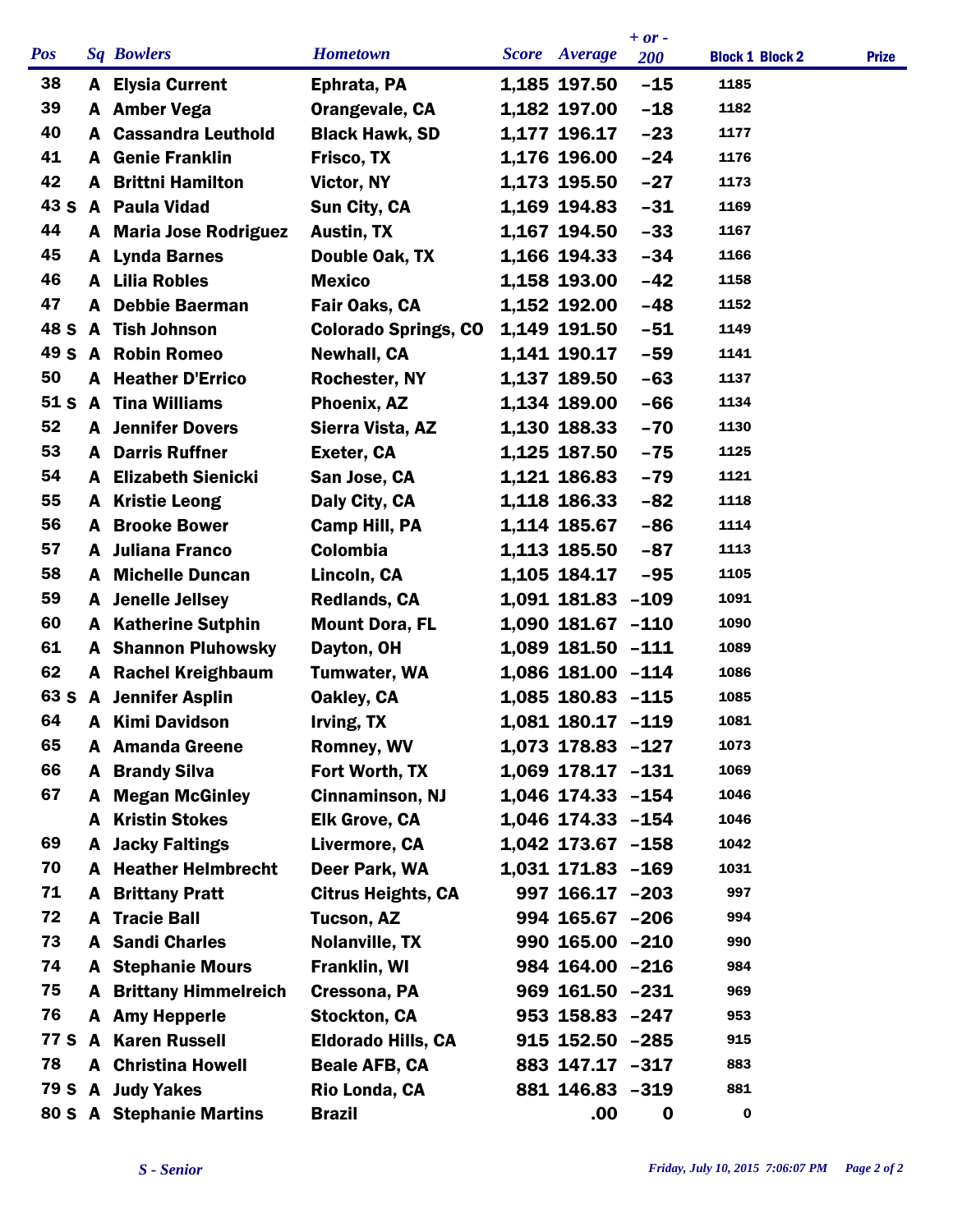| Pos | Sq | Bowlers | Hometown | Score | Average | + or - 200 | Block 1 | Block 2 | Prize |
|---|---|---|---|---|---|---|---|---|---|
| 38 | A | Elysia Current | Ephrata, PA | 1,185 | 197.50 | -15 | 1185 | | |
| 39 | A | Amber Vega | Orangevale, CA | 1,182 | 197.00 | -18 | 1182 | | |
| 40 | A | Cassandra Leuthold | Black Hawk, SD | 1,177 | 196.17 | -23 | 1177 | | |
| 41 | A | Genie Franklin | Frisco, TX | 1,176 | 196.00 | -24 | 1176 | | |
| 42 | A | Brittni Hamilton | Victor, NY | 1,173 | 195.50 | -27 | 1173 | | |
| 43 S | A | Paula Vidad | Sun City, CA | 1,169 | 194.83 | -31 | 1169 | | |
| 44 | A | Maria Jose Rodriguez | Austin, TX | 1,167 | 194.50 | -33 | 1167 | | |
| 45 | A | Lynda Barnes | Double Oak, TX | 1,166 | 194.33 | -34 | 1166 | | |
| 46 | A | Lilia Robles | Mexico | 1,158 | 193.00 | -42 | 1158 | | |
| 47 | A | Debbie Baerman | Fair Oaks, CA | 1,152 | 192.00 | -48 | 1152 | | |
| 48 S | A | Tish Johnson | Colorado Springs, CO | 1,149 | 191.50 | -51 | 1149 | | |
| 49 S | A | Robin Romeo | Newhall, CA | 1,141 | 190.17 | -59 | 1141 | | |
| 50 | A | Heather D'Errico | Rochester, NY | 1,137 | 189.50 | -63 | 1137 | | |
| 51 S | A | Tina Williams | Phoenix, AZ | 1,134 | 189.00 | -66 | 1134 | | |
| 52 | A | Jennifer Dovers | Sierra Vista, AZ | 1,130 | 188.33 | -70 | 1130 | | |
| 53 | A | Darris Ruffner | Exeter, CA | 1,125 | 187.50 | -75 | 1125 | | |
| 54 | A | Elizabeth Sienicki | San Jose, CA | 1,121 | 186.83 | -79 | 1121 | | |
| 55 | A | Kristie Leong | Daly City, CA | 1,118 | 186.33 | -82 | 1118 | | |
| 56 | A | Brooke Bower | Camp Hill, PA | 1,114 | 185.67 | -86 | 1114 | | |
| 57 | A | Juliana Franco | Colombia | 1,113 | 185.50 | -87 | 1113 | | |
| 58 | A | Michelle Duncan | Lincoln, CA | 1,105 | 184.17 | -95 | 1105 | | |
| 59 | A | Jenelle Jellsey | Redlands, CA | 1,091 | 181.83 | -109 | 1091 | | |
| 60 | A | Katherine Sutphin | Mount Dora, FL | 1,090 | 181.67 | -110 | 1090 | | |
| 61 | A | Shannon Pluhowsky | Dayton, OH | 1,089 | 181.50 | -111 | 1089 | | |
| 62 | A | Rachel Kreighbaum | Tumwater, WA | 1,086 | 181.00 | -114 | 1086 | | |
| 63 S | A | Jennifer Asplin | Oakley, CA | 1,085 | 180.83 | -115 | 1085 | | |
| 64 | A | Kimi Davidson | Irving, TX | 1,081 | 180.17 | -119 | 1081 | | |
| 65 | A | Amanda Greene | Romney, WV | 1,073 | 178.83 | -127 | 1073 | | |
| 66 | A | Brandy Silva | Fort Worth, TX | 1,069 | 178.17 | -131 | 1069 | | |
| 67 | A | Megan McGinley | Cinnaminson, NJ | 1,046 | 174.33 | -154 | 1046 | | |
| | A | Kristin Stokes | Elk Grove, CA | 1,046 | 174.33 | -154 | 1046 | | |
| 69 | A | Jacky Faltings | Livermore, CA | 1,042 | 173.67 | -158 | 1042 | | |
| 70 | A | Heather Helmbrecht | Deer Park, WA | 1,031 | 171.83 | -169 | 1031 | | |
| 71 | A | Brittany Pratt | Citrus Heights, CA | 997 | 166.17 | -203 | 997 | | |
| 72 | A | Tracie Ball | Tucson, AZ | 994 | 165.67 | -206 | 994 | | |
| 73 | A | Sandi Charles | Nolanville, TX | 990 | 165.00 | -210 | 990 | | |
| 74 | A | Stephanie Mours | Franklin, WI | 984 | 164.00 | -216 | 984 | | |
| 75 | A | Brittany Himmelreich | Cressona, PA | 969 | 161.50 | -231 | 969 | | |
| 76 | A | Amy Hepperle | Stockton, CA | 953 | 158.83 | -247 | 953 | | |
| 77 S | A | Karen Russell | Eldorado Hills, CA | 915 | 152.50 | -285 | 915 | | |
| 78 | A | Christina Howell | Beale AFB, CA | 883 | 147.17 | -317 | 883 | | |
| 79 S | A | Judy Yakes | Rio Londa, CA | 881 | 146.83 | -319 | 881 | | |
| 80 S | A | Stephanie Martins | Brazil | | .00 | 0 | 0 | | |

*S - Senior*

*Friday, July 10, 2015 7:06:07 PM*